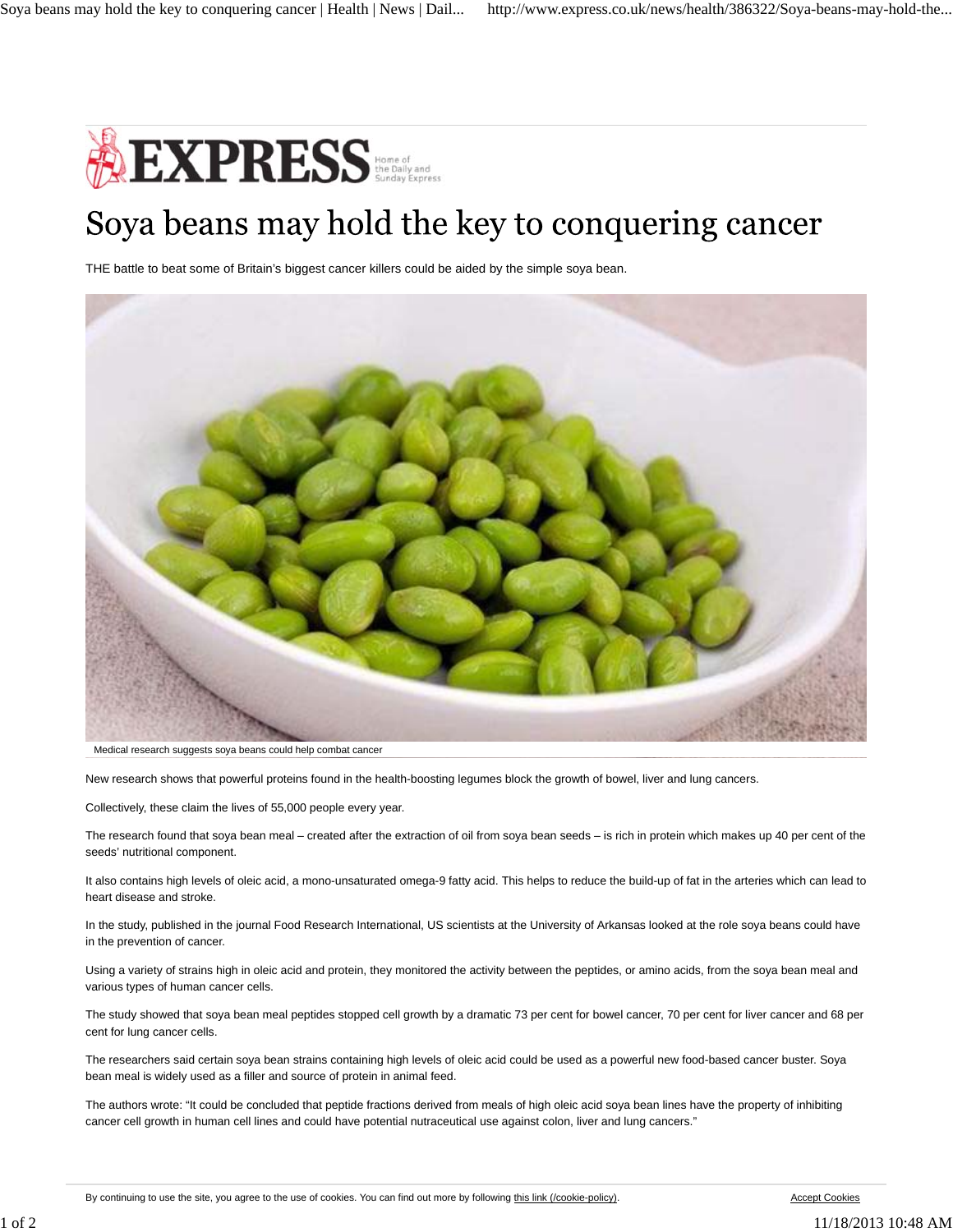# Soya beans may hold the key to conquering cancer

THE battle to beat some of Britain's biggest cancer killers could be aided by the simple soya bean.

Medical research suggests soya beans could help combat cancer

New research shows that powerful proteins found in the health-boosting legumes block the growth of bowel, liver and lung cancers.

Collectively, these claim the lives of 55,000 people every year.

The research found that soya bean meal – created after the extraction of oil from soya bean seeds – is rich in protein which makes up 40 per cent of the seeds' nutritional component.

It also contains high levels of oleic acid, a mono-unsaturated omega-9 fatty acid. This helps to reduce the build-up of fat in the arteries which can lead to heart disease and stroke.

In the study, published in the journal Food Research International, US scientists at the University of Arkansas looked at the role soya beans could have in the prevention of cancer.

Using a variety of strains high in oleic acid and protein, they monitored the activity between the peptides, or amino acids, from the soya bean meal and various types of human cancer cells.

The study showed that soya bean meal peptides stopped cell growth by a dramatic 73 per cent for bowel cancer, 70 per cent for liver cancer and 68 per cent for lung cancer cells.

The researchers said certain soya bean strains containing high levels of oleic acid could be used as a powerful new food-based cancer buster. Soya bean meal is widely used as a filler and source of protein in animal feed.

The authors wrote: "It could be concluded that peptide fractions derived from meals of high oleic acid soya bean lines have the property of inhibiting cancer cell growth in human cell lines and could have potential nutraceutical use against colon, liver and lung cancers."

By continuing to use the site, you agree to the use of cookies. You can find out more by following this link (/cookie-policy). Accept Cookies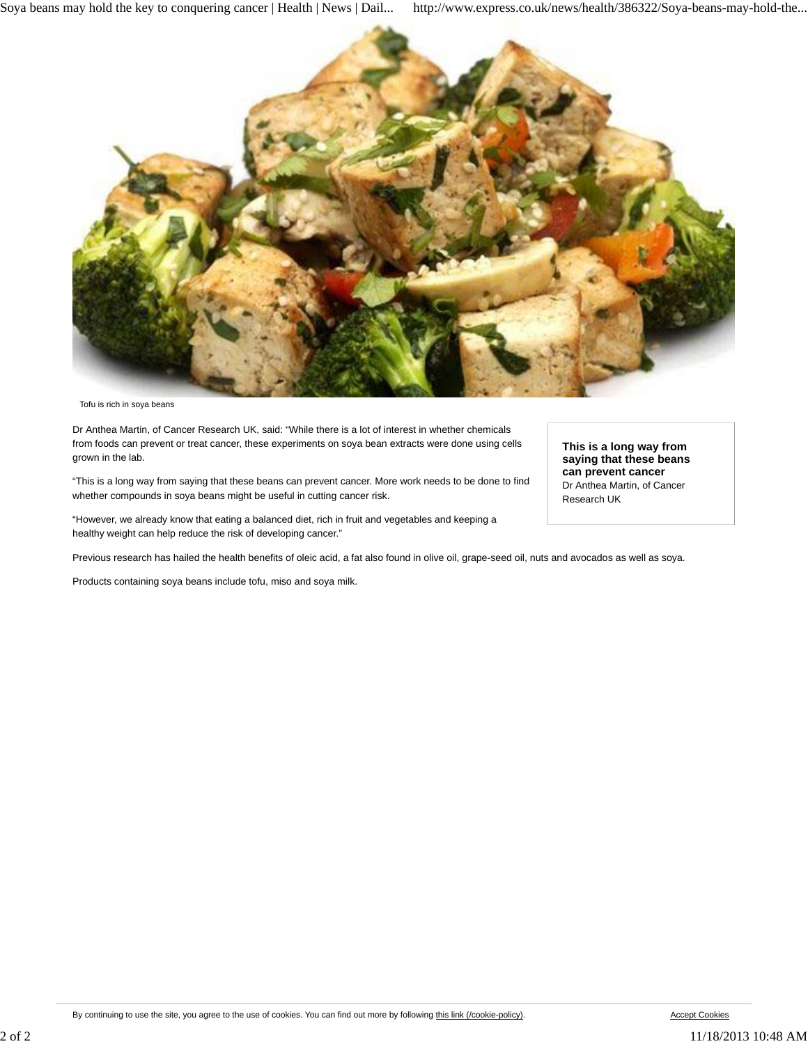Tofu is rich in soya beans

Dr Anthea Martin, of Cancer Research UK, said: "While there is a lot of interest in whether chemicals from foods can prevent or treat cancer, these experiments on soya bean extracts were done using cells grown in the lab.

"This is a long way from saying that these beans can prevent cancer. More work needs to be done to find whether compounds in soya beans might be useful in cutting cancer risk.

"However, we already know that eating a balanced diet, rich in fruit and vegetables and keeping a healthy weight can help reduce the risk of developing cancer."

**This is a long way from saying that these beans can prevent cancer**
Dr Anthea Martin, of Cancer Research UK

Previous research has hailed the health benefits of oleic acid, a fat also found in olive oil, grape-seed oil, nuts and avocados as well as soya.

Products containing soya beans include tofu, miso and soya milk.

By continuing to use the site, you agree to the use of cookies. You can find out more by following this link (/cookie-policy). Accept Cookies